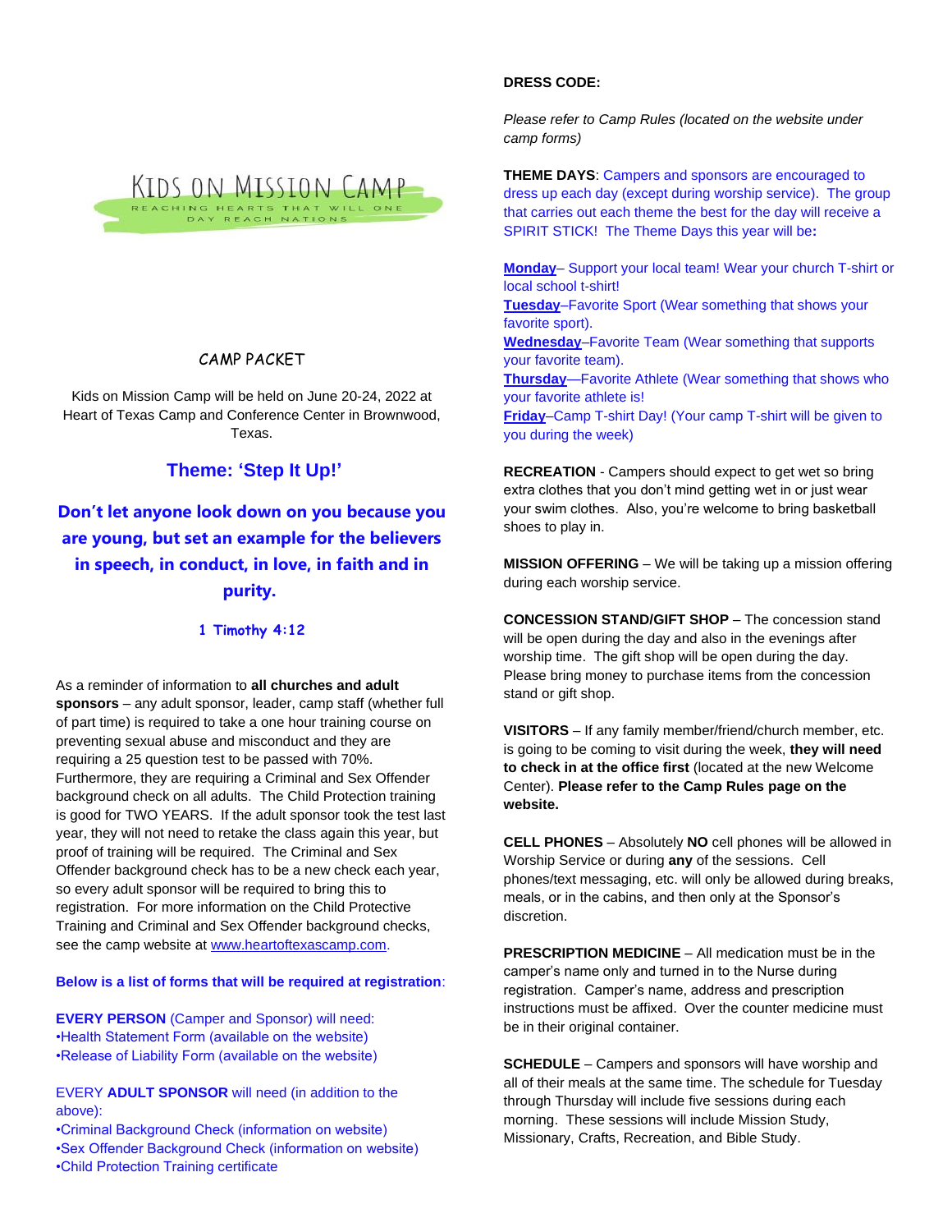# KIDS ON MISSION CAMP

REACHING HEARTS THAT WILL ONE DAY REACH NATIONS

## CAMP PACKET

Kids on Mission Camp will be held on June 20-24, 2022 at Heart of Texas Camp and Conference Center in Brownwood, Texas.

## Theme: 'Step It Up!'

**Don't let anyone look down on you because you are young, but set an example for the believers in speech, in conduct, in love, in faith and in purity.**

**1 Timothy 4:12**

As a reminder of information to **all churches and adult sponsors** – any adult sponsor, leader, camp staff (whether full of part time) is required to take a one hour training course on preventing sexual abuse and misconduct and they are requiring a 25 question test to be passed with 70%. Furthermore, they are requiring a Criminal and Sex Offender background check on all adults. The Child Protection training is good for TWO YEARS. If the adult sponsor took the test last year, they will not need to retake the class again this year, but proof of training will be required. The Criminal and Sex Offender background check has to be a new check each year, so every adult sponsor will be required to bring this to registration. For more information on the Child Protective Training and Criminal and Sex Offender background checks, see the camp website at www.heartoftexascamp.com.

**Below is a list of forms that will be required at registration**:

**EVERY PERSON** (Camper and Sponsor) will need:
- Health Statement Form (available on the website)
- Release of Liability Form (available on the website)

EVERY **ADULT SPONSOR** will need (in addition to the above):
- Criminal Background Check (information on website)
- Sex Offender Background Check (information on website)
- Child Protection Training certificate

**DRESS CODE:**

*Please refer to Camp Rules (located on the website under camp forms)*

**THEME DAYS**: Campers and sponsors are encouraged to dress up each day (except during worship service). The group that carries out each theme the best for the day will receive a SPIRIT STICK! The Theme Days this year will be**:**

**Monday**– Support your local team! Wear your church T-shirt or local school t-shirt!
**Tuesday**–Favorite Sport (Wear something that shows your favorite sport).
**Wednesday**–Favorite Team (Wear something that supports your favorite team).
**Thursday**—Favorite Athlete (Wear something that shows who your favorite athlete is!
**Friday**–Camp T-shirt Day! (Your camp T-shirt will be given to you during the week)

**RECREATION** - Campers should expect to get wet so bring extra clothes that you don't mind getting wet in or just wear your swim clothes. Also, you're welcome to bring basketball shoes to play in.

**MISSION OFFERING** – We will be taking up a mission offering during each worship service.

**CONCESSION STAND/GIFT SHOP** – The concession stand will be open during the day and also in the evenings after worship time. The gift shop will be open during the day. Please bring money to purchase items from the concession stand or gift shop.

**VISITORS** – If any family member/friend/church member, etc. is going to be coming to visit during the week, **they will need to check in at the office first** (located at the new Welcome Center). **Please refer to the Camp Rules page on the website.**

**CELL PHONES** – Absolutely **NO** cell phones will be allowed in Worship Service or during **any** of the sessions. Cell phones/text messaging, etc. will only be allowed during breaks, meals, or in the cabins, and then only at the Sponsor's discretion.

**PRESCRIPTION MEDICINE** – All medication must be in the camper's name only and turned in to the Nurse during registration. Camper's name, address and prescription instructions must be affixed. Over the counter medicine must be in their original container.

**SCHEDULE** – Campers and sponsors will have worship and all of their meals at the same time. The schedule for Tuesday through Thursday will include five sessions during each morning. These sessions will include Mission Study, Missionary, Crafts, Recreation, and Bible Study.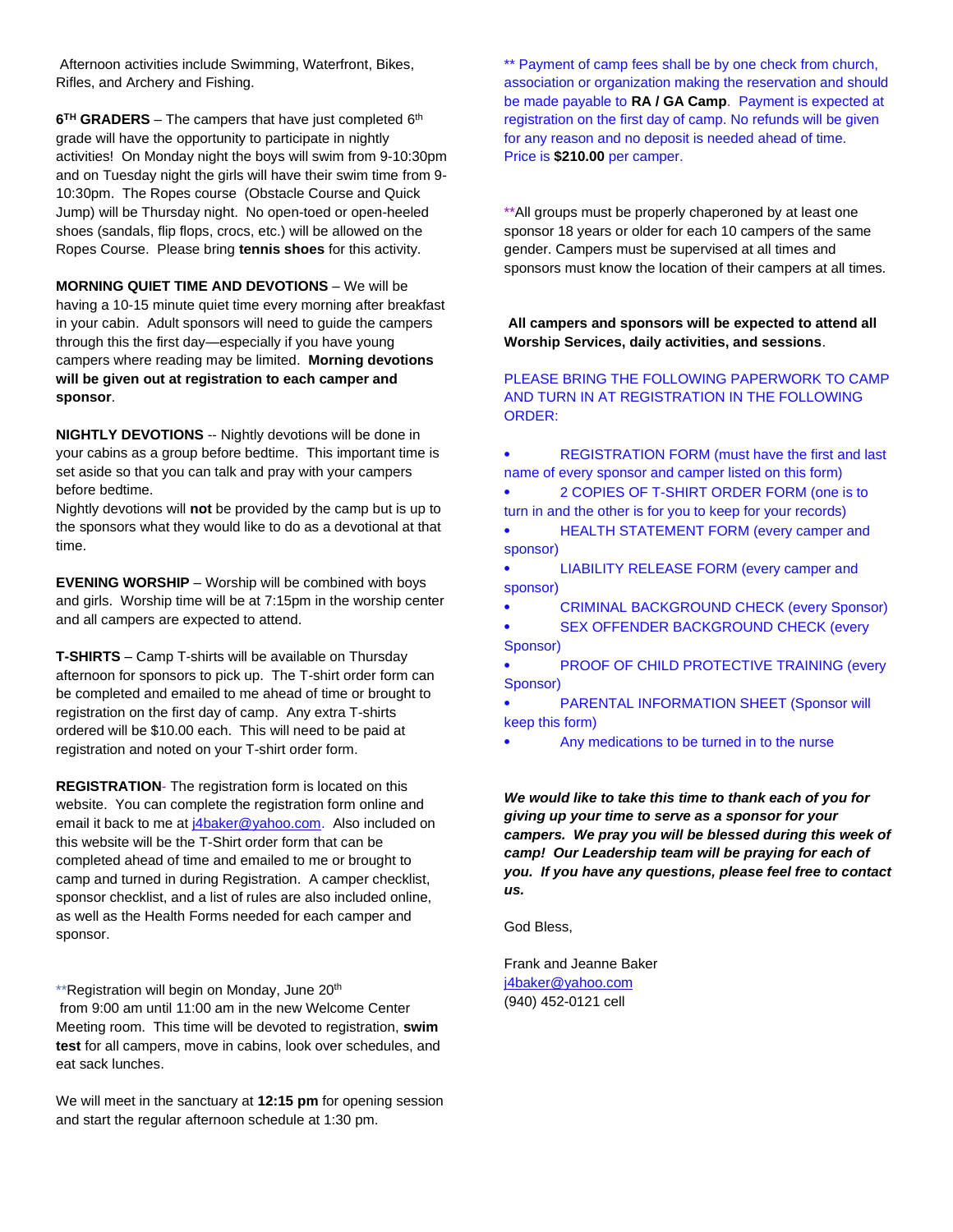Afternoon activities include Swimming, Waterfront, Bikes, Rifles, and Archery and Fishing.

**6TH GRADERS** – The campers that have just completed 6th grade will have the opportunity to participate in nightly activities! On Monday night the boys will swim from 9-10:30pm and on Tuesday night the girls will have their swim time from 9-10:30pm. The Ropes course (Obstacle Course and Quick Jump) will be Thursday night. No open-toed or open-heeled shoes (sandals, flip flops, crocs, etc.) will be allowed on the Ropes Course. Please bring **tennis shoes** for this activity.

**MORNING QUIET TIME AND DEVOTIONS** – We will be having a 10-15 minute quiet time every morning after breakfast in your cabin. Adult sponsors will need to guide the campers through this the first day—especially if you have young campers where reading may be limited. **Morning devotions will be given out at registration to each camper and sponsor**.

**NIGHTLY DEVOTIONS** -- Nightly devotions will be done in your cabins as a group before bedtime. This important time is set aside so that you can talk and pray with your campers before bedtime.
Nightly devotions will **not** be provided by the camp but is up to the sponsors what they would like to do as a devotional at that time.

**EVENING WORSHIP** – Worship will be combined with boys and girls. Worship time will be at 7:15pm in the worship center and all campers are expected to attend.

**T-SHIRTS** – Camp T-shirts will be available on Thursday afternoon for sponsors to pick up. The T-shirt order form can be completed and emailed to me ahead of time or brought to registration on the first day of camp. Any extra T-shirts ordered will be $10.00 each. This will need to be paid at registration and noted on your T-shirt order form.

**REGISTRATION**- The registration form is located on this website. You can complete the registration form online and email it back to me at j4baker@yahoo.com. Also included on this website will be the T-Shirt order form that can be completed ahead of time and emailed to me or brought to camp and turned in during Registration. A camper checklist, sponsor checklist, and a list of rules are also included online, as well as the Health Forms needed for each camper and sponsor.

**Registration will begin on Monday, June 20th from 9:00 am until 11:00 am in the new Welcome Center Meeting room. This time will be devoted to registration, **swim test** for all campers, move in cabins, look over schedules, and eat sack lunches.

We will meet in the sanctuary at **12:15 pm** for opening session and start the regular afternoon schedule at 1:30 pm.

** Payment of camp fees shall be by one check from church, association or organization making the reservation and should be made payable to **RA / GA Camp**. Payment is expected at registration on the first day of camp. No refunds will be given for any reason and no deposit is needed ahead of time. Price is **$210.00** per camper.

**All groups must be properly chaperoned by at least one sponsor 18 years or older for each 10 campers of the same gender. Campers must be supervised at all times and sponsors must know the location of their campers at all times.

**All campers and sponsors will be expected to attend all Worship Services, daily activities, and sessions**.

PLEASE BRING THE FOLLOWING PAPERWORK TO CAMP AND TURN IN AT REGISTRATION IN THE FOLLOWING ORDER:

- REGISTRATION FORM (must have the first and last name of every sponsor and camper listed on this form)
- 2 COPIES OF T-SHIRT ORDER FORM (one is to turn in and the other is for you to keep for your records)
- HEALTH STATEMENT FORM (every camper and sponsor)
- LIABILITY RELEASE FORM (every camper and sponsor)
- CRIMINAL BACKGROUND CHECK (every Sponsor)
- SEX OFFENDER BACKGROUND CHECK (every Sponsor)
- PROOF OF CHILD PROTECTIVE TRAINING (every Sponsor)
- PARENTAL INFORMATION SHEET (Sponsor will keep this form)
- Any medications to be turned in to the nurse

***We would like to take this time to thank each of you for giving up your time to serve as a sponsor for your campers. We pray you will be blessed during this week of camp! Our Leadership team will be praying for each of you. If you have any questions, please feel free to contact us.***

God Bless,

Frank and Jeanne Baker
j4baker@yahoo.com
(940) 452-0121 cell